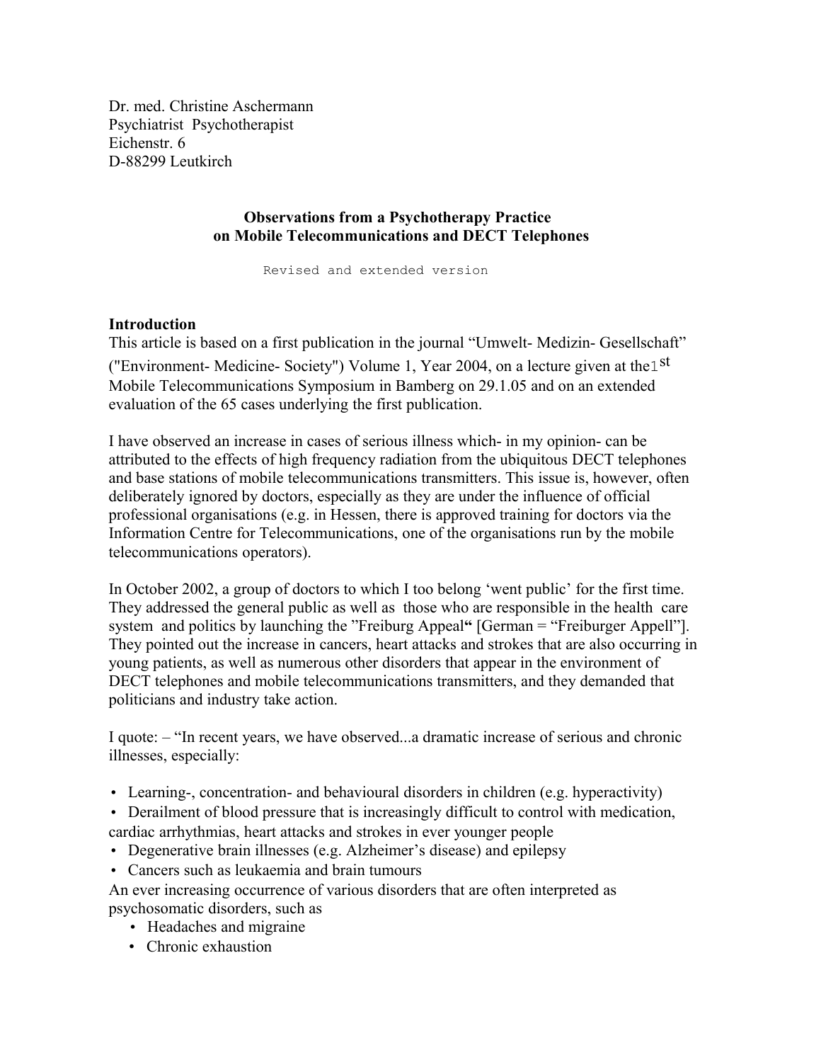Dr. med. Christine Aschermann
Psychiatrist Psychotherapist
Eichenstr. 6
D-88299 Leutkirch

# Observations from a Psychotherapy Practice on Mobile Telecommunications and DECT Telephones

Revised and extended version

## Introduction

This article is based on a first publication in the journal "Umwelt- Medizin- Gesellschaft" ("Environment- Medicine- Society") Volume 1, Year 2004, on a lecture given at the 1st Mobile Telecommunications Symposium in Bamberg on 29.1.05 and on an extended evaluation of the 65 cases underlying the first publication.

I have observed an increase in cases of serious illness which- in my opinion- can be attributed to the effects of high frequency radiation from the ubiquitous DECT telephones and base stations of mobile telecommunications transmitters. This issue is, however, often deliberately ignored by doctors, especially as they are under the influence of official professional organisations (e.g. in Hessen, there is approved training for doctors via the Information Centre for Telecommunications, one of the organisations run by the mobile telecommunications operators).

In October 2002, a group of doctors to which I too belong 'went public' for the first time. They addressed the general public as well as those who are responsible in the health care system and politics by launching the "Freiburg Appeal" [German = "Freiburger Appell"]. They pointed out the increase in cancers, heart attacks and strokes that are also occurring in young patients, as well as numerous other disorders that appear in the environment of DECT telephones and mobile telecommunications transmitters, and they demanded that politicians and industry take action.

I quote: – "In recent years, we have observed...a dramatic increase of serious and chronic illnesses, especially:

- Learning-, concentration- and behavioural disorders in children (e.g. hyperactivity)
- Derailment of blood pressure that is increasingly difficult to control with medication, cardiac arrhythmias, heart attacks and strokes in ever younger people
- Degenerative brain illnesses (e.g. Alzheimer's disease) and epilepsy
- Cancers such as leukaemia and brain tumours

An ever increasing occurrence of various disorders that are often interpreted as psychosomatic disorders, such as

- Headaches and migraine
- Chronic exhaustion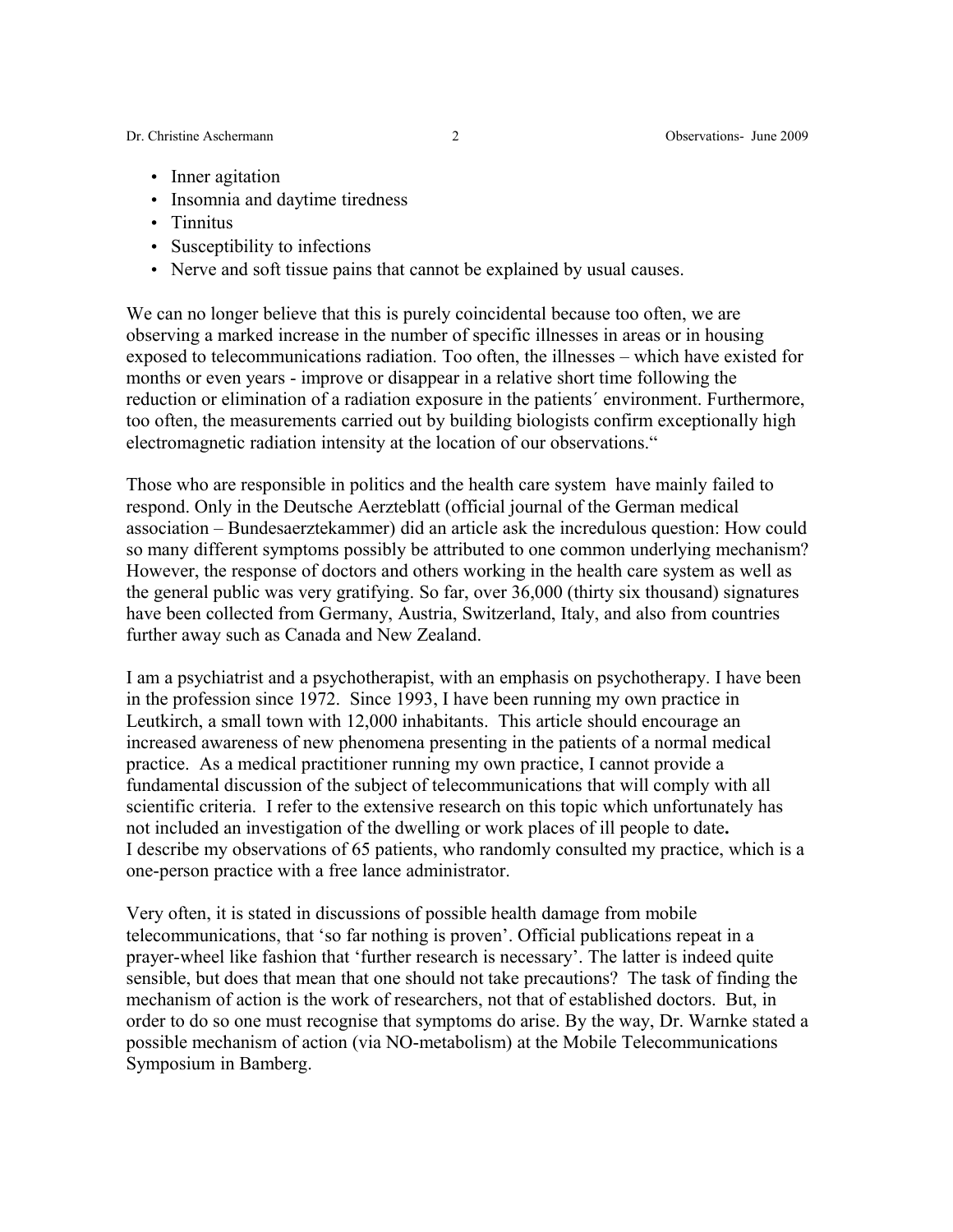- Inner agitation
- Insomnia and daytime tiredness
- Tinnitus
- Susceptibility to infections
- Nerve and soft tissue pains that cannot be explained by usual causes.

We can no longer believe that this is purely coincidental because too often, we are observing a marked increase in the number of specific illnesses in areas or in housing exposed to telecommunications radiation. Too often, the illnesses – which have existed for months or even years - improve or disappear in a relative short time following the reduction or elimination of a radiation exposure in the patients´ environment. Furthermore, too often, the measurements carried out by building biologists confirm exceptionally high electromagnetic radiation intensity at the location of our observations."

Those who are responsible in politics and the health care system have mainly failed to respond. Only in the Deutsche Aerzteblatt (official journal of the German medical association – Bundesaerztekammer) did an article ask the incredulous question: How could so many different symptoms possibly be attributed to one common underlying mechanism? However, the response of doctors and others working in the health care system as well as the general public was very gratifying. So far, over 36,000 (thirty six thousand) signatures have been collected from Germany, Austria, Switzerland, Italy, and also from countries further away such as Canada and New Zealand.

I am a psychiatrist and a psychotherapist, with an emphasis on psychotherapy. I have been in the profession since 1972. Since 1993, I have been running my own practice in Leutkirch, a small town with 12,000 inhabitants. This article should encourage an increased awareness of new phenomena presenting in the patients of a normal medical practice. As a medical practitioner running my own practice, I cannot provide a fundamental discussion of the subject of telecommunications that will comply with all scientific criteria. I refer to the extensive research on this topic which unfortunately has not included an investigation of the dwelling or work places of ill people to date**.**
I describe my observations of 65 patients, who randomly consulted my practice, which is a one-person practice with a free lance administrator.

Very often, it is stated in discussions of possible health damage from mobile telecommunications, that 'so far nothing is proven'. Official publications repeat in a prayer-wheel like fashion that 'further research is necessary'. The latter is indeed quite sensible, but does that mean that one should not take precautions? The task of finding the mechanism of action is the work of researchers, not that of established doctors. But, in order to do so one must recognise that symptoms do arise. By the way, Dr. Warnke stated a possible mechanism of action (via NO-metabolism) at the Mobile Telecommunications Symposium in Bamberg.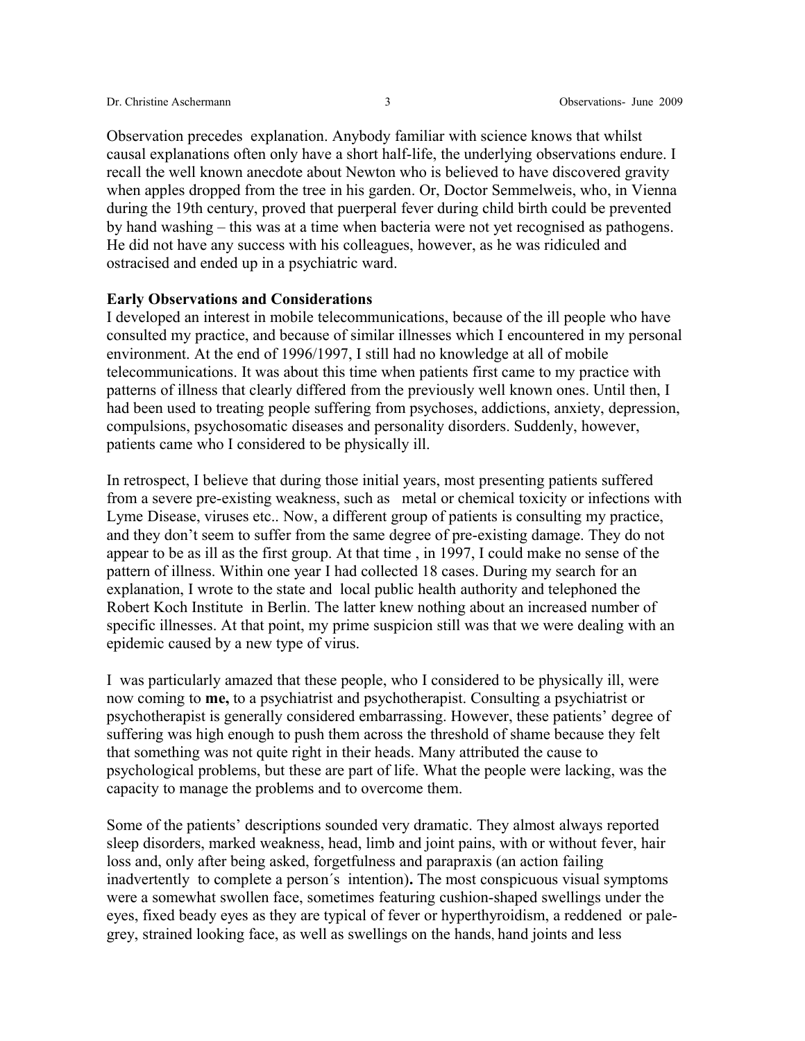Observation precedes explanation. Anybody familiar with science knows that whilst causal explanations often only have a short half-life, the underlying observations endure. I recall the well known anecdote about Newton who is believed to have discovered gravity when apples dropped from the tree in his garden. Or, Doctor Semmelweis, who, in Vienna during the 19th century, proved that puerperal fever during child birth could be prevented by hand washing – this was at a time when bacteria were not yet recognised as pathogens. He did not have any success with his colleagues, however, as he was ridiculed and ostracised and ended up in a psychiatric ward.

**Early Observations and Considerations**

I developed an interest in mobile telecommunications, because of the ill people who have consulted my practice, and because of similar illnesses which I encountered in my personal environment. At the end of 1996/1997, I still had no knowledge at all of mobile telecommunications. It was about this time when patients first came to my practice with patterns of illness that clearly differed from the previously well known ones. Until then, I had been used to treating people suffering from psychoses, addictions, anxiety, depression, compulsions, psychosomatic diseases and personality disorders. Suddenly, however, patients came who I considered to be physically ill.

In retrospect, I believe that during those initial years, most presenting patients suffered from a severe pre-existing weakness, such as metal or chemical toxicity or infections with Lyme Disease, viruses etc.. Now, a different group of patients is consulting my practice, and they don't seem to suffer from the same degree of pre-existing damage. They do not appear to be as ill as the first group. At that time , in 1997, I could make no sense of the pattern of illness. Within one year I had collected 18 cases. During my search for an explanation, I wrote to the state and local public health authority and telephoned the Robert Koch Institute in Berlin. The latter knew nothing about an increased number of specific illnesses. At that point, my prime suspicion still was that we were dealing with an epidemic caused by a new type of virus.

I was particularly amazed that these people, who I considered to be physically ill, were now coming to **me,** to a psychiatrist and psychotherapist. Consulting a psychiatrist or psychotherapist is generally considered embarrassing. However, these patients' degree of suffering was high enough to push them across the threshold of shame because they felt that something was not quite right in their heads. Many attributed the cause to psychological problems, but these are part of life. What the people were lacking, was the capacity to manage the problems and to overcome them.

Some of the patients' descriptions sounded very dramatic. They almost always reported sleep disorders, marked weakness, head, limb and joint pains, with or without fever, hair loss and, only after being asked, forgetfulness and parapraxis (an action failing inadvertently to complete a person´s intention)**.** The most conspicuous visual symptoms were a somewhat swollen face, sometimes featuring cushion-shaped swellings under the eyes, fixed beady eyes as they are typical of fever or hyperthyroidism, a reddened or pale-grey, strained looking face, as well as swellings on the hands, hand joints and less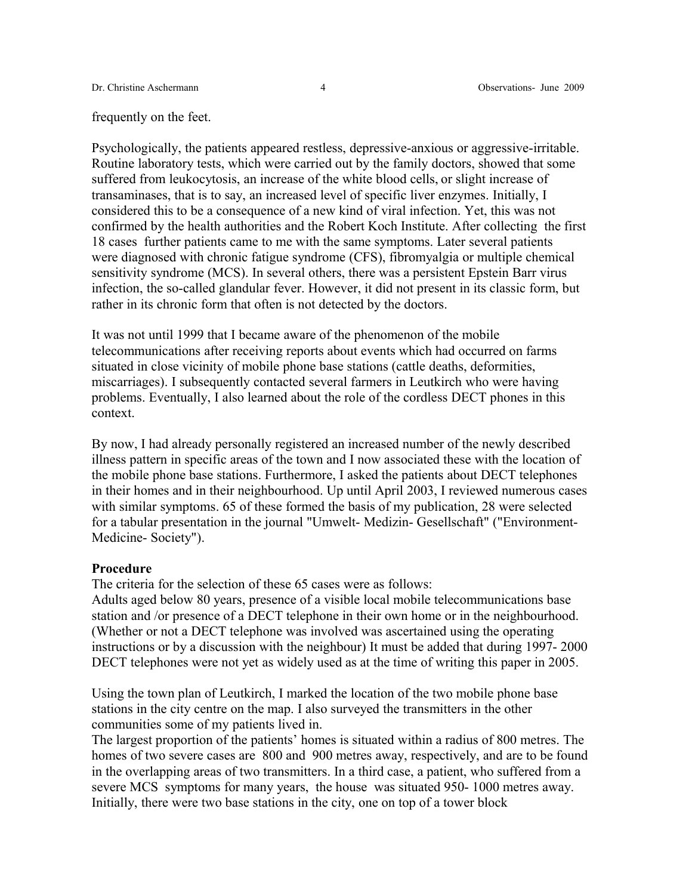frequently on the feet.

Psychologically, the patients appeared restless, depressive-anxious or aggressive-irritable. Routine laboratory tests, which were carried out by the family doctors, showed that some suffered from leukocytosis, an increase of the white blood cells, or slight increase of transaminases, that is to say, an increased level of specific liver enzymes. Initially, I considered this to be a consequence of a new kind of viral infection. Yet, this was not confirmed by the health authorities and the Robert Koch Institute. After collecting the first 18 cases further patients came to me with the same symptoms. Later several patients were diagnosed with chronic fatigue syndrome (CFS), fibromyalgia or multiple chemical sensitivity syndrome (MCS). In several others, there was a persistent Epstein Barr virus infection, the so-called glandular fever. However, it did not present in its classic form, but rather in its chronic form that often is not detected by the doctors.

It was not until 1999 that I became aware of the phenomenon of the mobile telecommunications after receiving reports about events which had occurred on farms situated in close vicinity of mobile phone base stations (cattle deaths, deformities, miscarriages). I subsequently contacted several farmers in Leutkirch who were having problems. Eventually, I also learned about the role of the cordless DECT phones in this context.

By now, I had already personally registered an increased number of the newly described illness pattern in specific areas of the town and I now associated these with the location of the mobile phone base stations. Furthermore, I asked the patients about DECT telephones in their homes and in their neighbourhood. Up until April 2003, I reviewed numerous cases with similar symptoms. 65 of these formed the basis of my publication, 28 were selected for a tabular presentation in the journal "Umwelt- Medizin- Gesellschaft" ("Environment- Medicine- Society").

**Procedure**

The criteria for the selection of these 65 cases were as follows:

Adults aged below 80 years, presence of a visible local mobile telecommunications base station and /or presence of a DECT telephone in their own home or in the neighbourhood. (Whether or not a DECT telephone was involved was ascertained using the operating instructions or by a discussion with the neighbour) It must be added that during 1997- 2000 DECT telephones were not yet as widely used as at the time of writing this paper in 2005.

Using the town plan of Leutkirch, I marked the location of the two mobile phone base stations in the city centre on the map. I also surveyed the transmitters in the other communities some of my patients lived in.

The largest proportion of the patients' homes is situated within a radius of 800 metres. The homes of two severe cases are 800 and 900 metres away, respectively, and are to be found in the overlapping areas of two transmitters. In a third case, a patient, who suffered from a severe MCS symptoms for many years, the house was situated 950- 1000 metres away. Initially, there were two base stations in the city, one on top of a tower block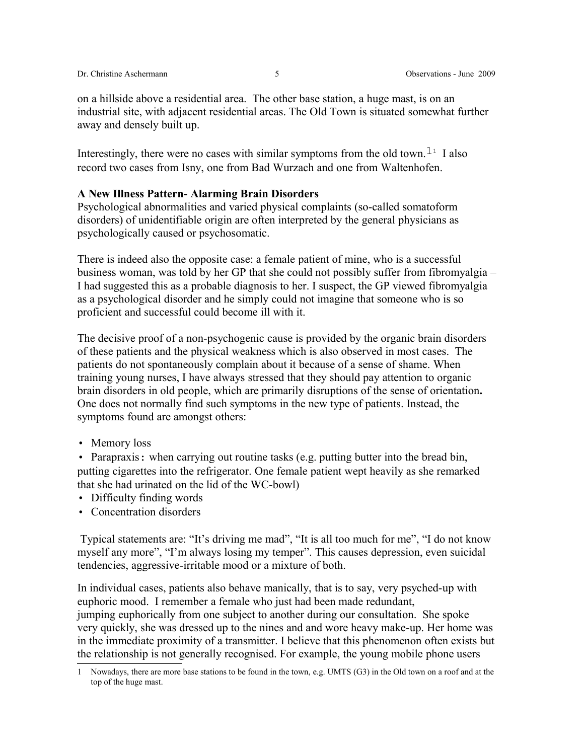on a hillside above a residential area. The other base station, a huge mast, is on an industrial site, with adjacent residential areas. The Old Town is situated somewhat further away and densely built up.

Interestingly, there were no cases with similar symptoms from the old town.[1] I also record two cases from Isny, one from Bad Wurzach and one from Waltenhofen.

**A New Illness Pattern- Alarming Brain Disorders**

Psychological abnormalities and varied physical complaints (so-called somatoform disorders) of unidentifiable origin are often interpreted by the general physicians as psychologically caused or psychosomatic.

There is indeed also the opposite case: a female patient of mine, who is a successful business woman, was told by her GP that she could not possibly suffer from fibromyalgia – I had suggested this as a probable diagnosis to her. I suspect, the GP viewed fibromyalgia as a psychological disorder and he simply could not imagine that someone who is so proficient and successful could become ill with it.

The decisive proof of a non-psychogenic cause is provided by the organic brain disorders of these patients and the physical weakness which is also observed in most cases. The patients do not spontaneously complain about it because of a sense of shame. When training young nurses, I have always stressed that they should pay attention to organic brain disorders in old people, which are primarily disruptions of the sense of orientation**.** One does not normally find such symptoms in the new type of patients. Instead, the symptoms found are amongst others:

- Memory loss
- Parapraxis**:** when carrying out routine tasks (e.g. putting butter into the bread bin, putting cigarettes into the refrigerator. One female patient wept heavily as she remarked that she had urinated on the lid of the WC-bowl)
- Difficulty finding words
- Concentration disorders

Typical statements are: "It's driving me mad", "It is all too much for me", "I do not know myself any more", "I'm always losing my temper". This causes depression, even suicidal tendencies, aggressive-irritable mood or a mixture of both.

In individual cases, patients also behave manically, that is to say, very psyched-up with euphoric mood. I remember a female who just had been made redundant, jumping euphorically from one subject to another during our consultation. She spoke very quickly, she was dressed up to the nines and and wore heavy make-up. Her home was in the immediate proximity of a transmitter. I believe that this phenomenon often exists but the relationship is not generally recognised. For example, the young mobile phone users

[1] Nowadays, there are more base stations to be found in the town, e.g. UMTS (G3) in the Old town on a roof and at the top of the huge mast.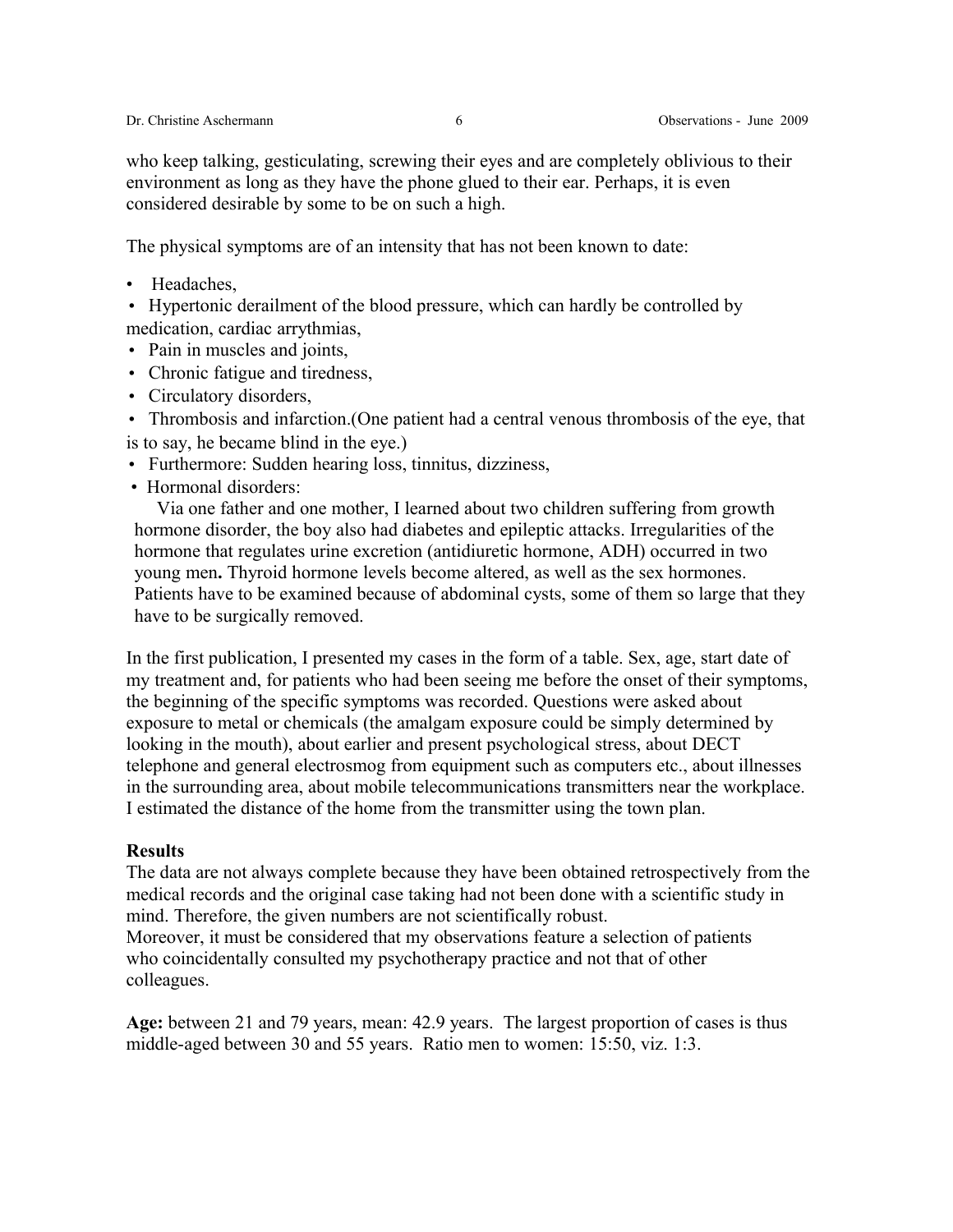who keep talking, gesticulating, screwing their eyes and are completely oblivious to their environment as long as they have the phone glued to their ear. Perhaps, it is even considered desirable by some to be on such a high.

The physical symptoms are of an intensity that has not been known to date:

- Headaches,
- Hypertonic derailment of the blood pressure, which can hardly be controlled by medication, cardiac arrythmias,
- Pain in muscles and joints,
- Chronic fatigue and tiredness,
- Circulatory disorders,
- Thrombosis and infarction.(One patient had a central venous thrombosis of the eye, that is to say, he became blind in the eye.)
- Furthermore: Sudden hearing loss, tinnitus, dizziness,
- Hormonal disorders:

  Via one father and one mother, I learned about two children suffering from growth hormone disorder, the boy also had diabetes and epileptic attacks. Irregularities of the hormone that regulates urine excretion (antidiuretic hormone, ADH) occurred in two young men**.** Thyroid hormone levels become altered, as well as the sex hormones. Patients have to be examined because of abdominal cysts, some of them so large that they have to be surgically removed.

In the first publication, I presented my cases in the form of a table. Sex, age, start date of my treatment and, for patients who had been seeing me before the onset of their symptoms, the beginning of the specific symptoms was recorded. Questions were asked about exposure to metal or chemicals (the amalgam exposure could be simply determined by looking in the mouth), about earlier and present psychological stress, about DECT telephone and general electrosmog from equipment such as computers etc., about illnesses in the surrounding area, about mobile telecommunications transmitters near the workplace. I estimated the distance of the home from the transmitter using the town plan.

**Results**

The data are not always complete because they have been obtained retrospectively from the medical records and the original case taking had not been done with a scientific study in mind. Therefore, the given numbers are not scientifically robust.
Moreover, it must be considered that my observations feature a selection of patients who coincidentally consulted my psychotherapy practice and not that of other colleagues.

**Age:** between 21 and 79 years, mean: 42.9 years. The largest proportion of cases is thus middle-aged between 30 and 55 years. Ratio men to women: 15:50, viz. 1:3.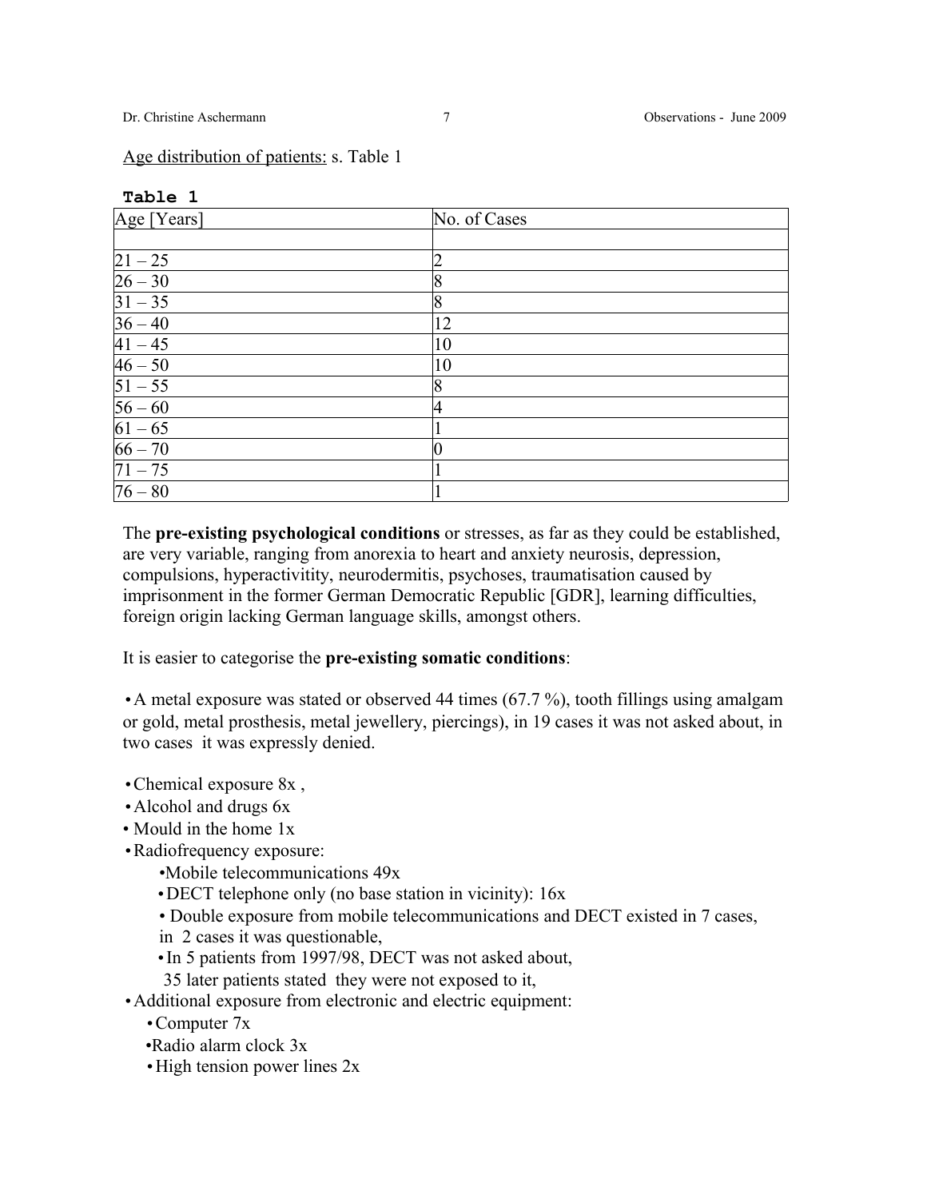Age distribution of patients: s. Table 1

**Table 1**

| Age [Years] | No. of Cases |
|---|---|
| | |
| 21 – 25 | 2 |
| 26 – 30 | 8 |
| 31 – 35 | 8 |
| 36 – 40 | 12 |
| 41 – 45 | 10 |
| 46 – 50 | 10 |
| 51 – 55 | 8 |
| 56 – 60 | 4 |
| 61 – 65 | 1 |
| 66 – 70 | 0 |
| 71 – 75 | 1 |
| 76 – 80 | 1 |

The **pre-existing psychological conditions** or stresses, as far as they could be established, are very variable, ranging from anorexia to heart and anxiety neurosis, depression, compulsions, hyperactivitity, neurodermitis, psychoses, traumatisation caused by imprisonment in the former German Democratic Republic [GDR], learning difficulties, foreign origin lacking German language skills, amongst others.

It is easier to categorise the **pre-existing somatic conditions**:

- A metal exposure was stated or observed 44 times (67.7 %), tooth fillings using amalgam or gold, metal prosthesis, metal jewellery, piercings), in 19 cases it was not asked about, in two cases it was expressly denied.

- Chemical exposure 8x ,
- Alcohol and drugs 6x
- Mould in the home 1x
- Radiofrequency exposure:
  - Mobile telecommunications 49x
  - DECT telephone only (no base station in vicinity): 16x
  - Double exposure from mobile telecommunications and DECT existed in 7 cases, in 2 cases it was questionable,
  - In 5 patients from 1997/98, DECT was not asked about, 35 later patients stated they were not exposed to it,
- Additional exposure from electronic and electric equipment:
  - Computer 7x
  - Radio alarm clock 3x
  - High tension power lines 2x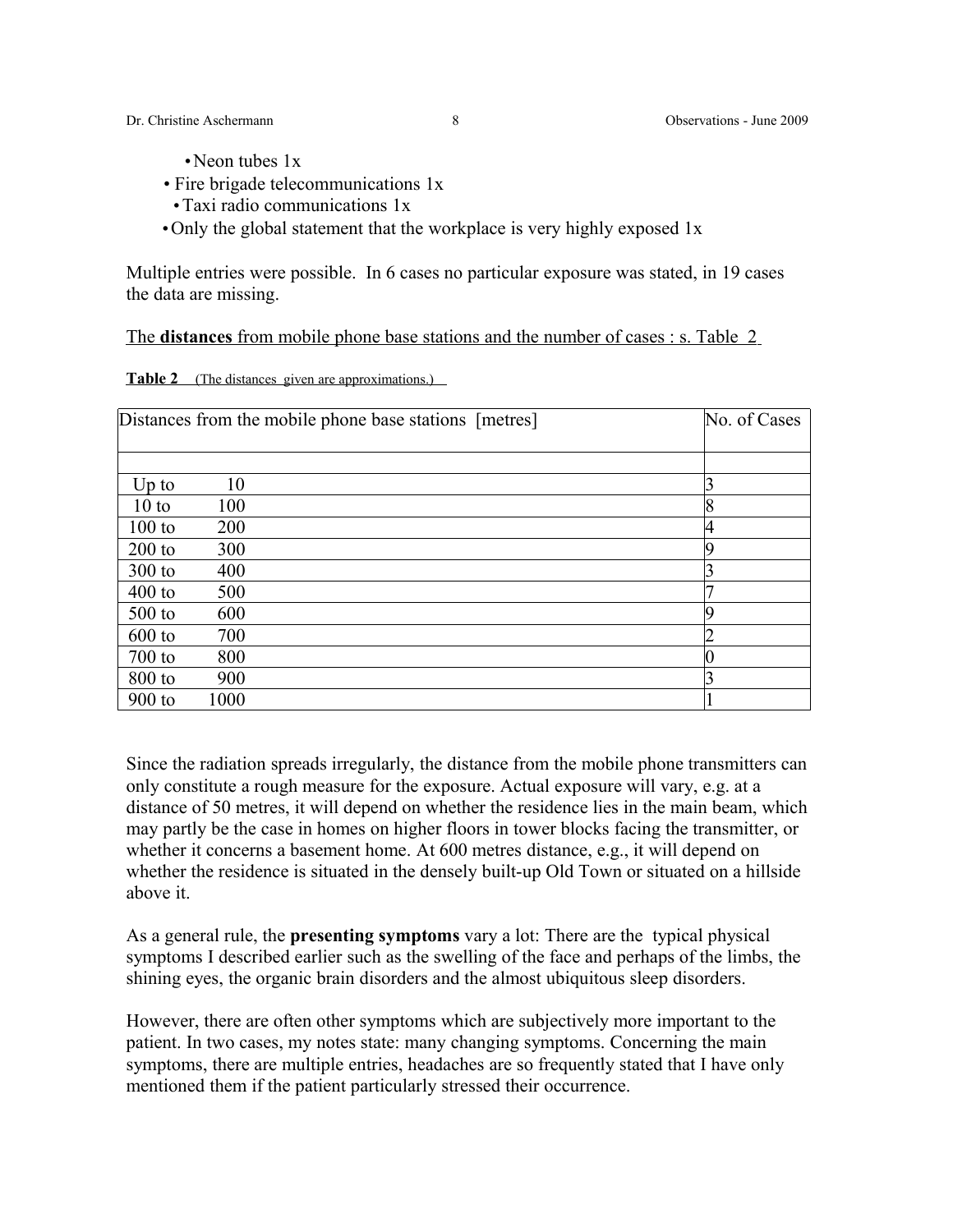- Neon tubes 1x
- Fire brigade telecommunications 1x
- Taxi radio communications 1x
- Only the global statement that the workplace is very highly exposed 1x

Multiple entries were possible. In 6 cases no particular exposure was stated, in 19 cases the data are missing.

The **distances** from mobile phone base stations and the number of cases : s. Table 2

**Table 2** (The distances given are approximations.)

| Distances from the mobile phone base stations [metres] | No. of Cases |
|---|---|
| | |
| Up to 10 | 3 |
| 10 to 100 | 8 |
| 100 to 200 | 4 |
| 200 to 300 | 9 |
| 300 to 400 | 3 |
| 400 to 500 | 7 |
| 500 to 600 | 9 |
| 600 to 700 | 2 |
| 700 to 800 | 0 |
| 800 to 900 | 3 |
| 900 to 1000 | 1 |

Since the radiation spreads irregularly, the distance from the mobile phone transmitters can only constitute a rough measure for the exposure. Actual exposure will vary, e.g. at a distance of 50 metres, it will depend on whether the residence lies in the main beam, which may partly be the case in homes on higher floors in tower blocks facing the transmitter, or whether it concerns a basement home. At 600 metres distance, e.g., it will depend on whether the residence is situated in the densely built-up Old Town or situated on a hillside above it.

As a general rule, the **presenting symptoms** vary a lot: There are the typical physical symptoms I described earlier such as the swelling of the face and perhaps of the limbs, the shining eyes, the organic brain disorders and the almost ubiquitous sleep disorders.

However, there are often other symptoms which are subjectively more important to the patient. In two cases, my notes state: many changing symptoms. Concerning the main symptoms, there are multiple entries, headaches are so frequently stated that I have only mentioned them if the patient particularly stressed their occurrence.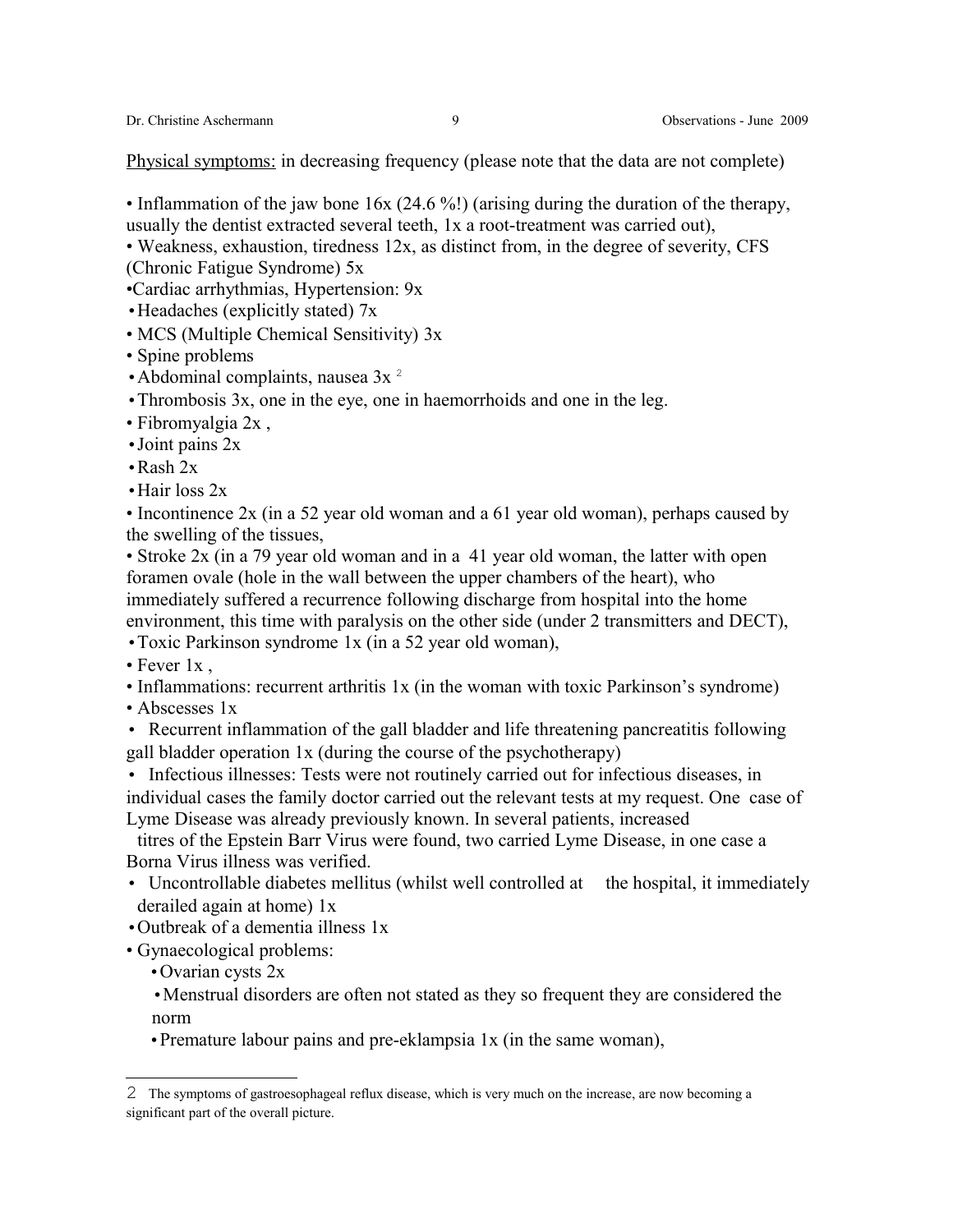<u>Physical symptoms:</u> in decreasing frequency (please note that the data are not complete)

- Inflammation of the jaw bone 16x (24.6 %!) (arising during the duration of the therapy, usually the dentist extracted several teeth, 1x a root-treatment was carried out),
- Weakness, exhaustion, tiredness 12x, as distinct from, in the degree of severity, CFS (Chronic Fatigue Syndrome) 5x
- Cardiac arrhythmias, Hypertension: 9x
- Headaches (explicitly stated) 7x
- MCS (Multiple Chemical Sensitivity) 3x
- Spine problems
- Abdominal complaints, nausea 3x [2]
- Thrombosis 3x, one in the eye, one in haemorrhoids and one in the leg.
- Fibromyalgia 2x ,
- Joint pains 2x
- Rash 2x
- Hair loss 2x
- Incontinence 2x (in a 52 year old woman and a 61 year old woman), perhaps caused by the swelling of the tissues,
- Stroke 2x (in a 79 year old woman and in a 41 year old woman, the latter with open foramen ovale (hole in the wall between the upper chambers of the heart), who immediately suffered a recurrence following discharge from hospital into the home environment, this time with paralysis on the other side (under 2 transmitters and DECT),
- Toxic Parkinson syndrome 1x (in a 52 year old woman),
- Fever 1x ,
- Inflammations: recurrent arthritis 1x (in the woman with toxic Parkinson's syndrome)
- Abscesses 1x
- Recurrent inflammation of the gall bladder and life threatening pancreatitis following gall bladder operation 1x (during the course of the psychotherapy)
- Infectious illnesses: Tests were not routinely carried out for infectious diseases, in individual cases the family doctor carried out the relevant tests at my request. One case of Lyme Disease was already previously known. In several patients, increased titres of the Epstein Barr Virus were found, two carried Lyme Disease, in one case a Borna Virus illness was verified.
- Uncontrollable diabetes mellitus (whilst well controlled at the hospital, it immediately derailed again at home) 1x
- Outbreak of a dementia illness 1x
- Gynaecological problems:
  - Ovarian cysts 2x
  - Menstrual disorders are often not stated as they so frequent they are considered the norm
  - Premature labour pains and pre-eklampsia 1x (in the same woman),

---

[2] The symptoms of gastroesophageal reflux disease, which is very much on the increase, are now becoming a significant part of the overall picture.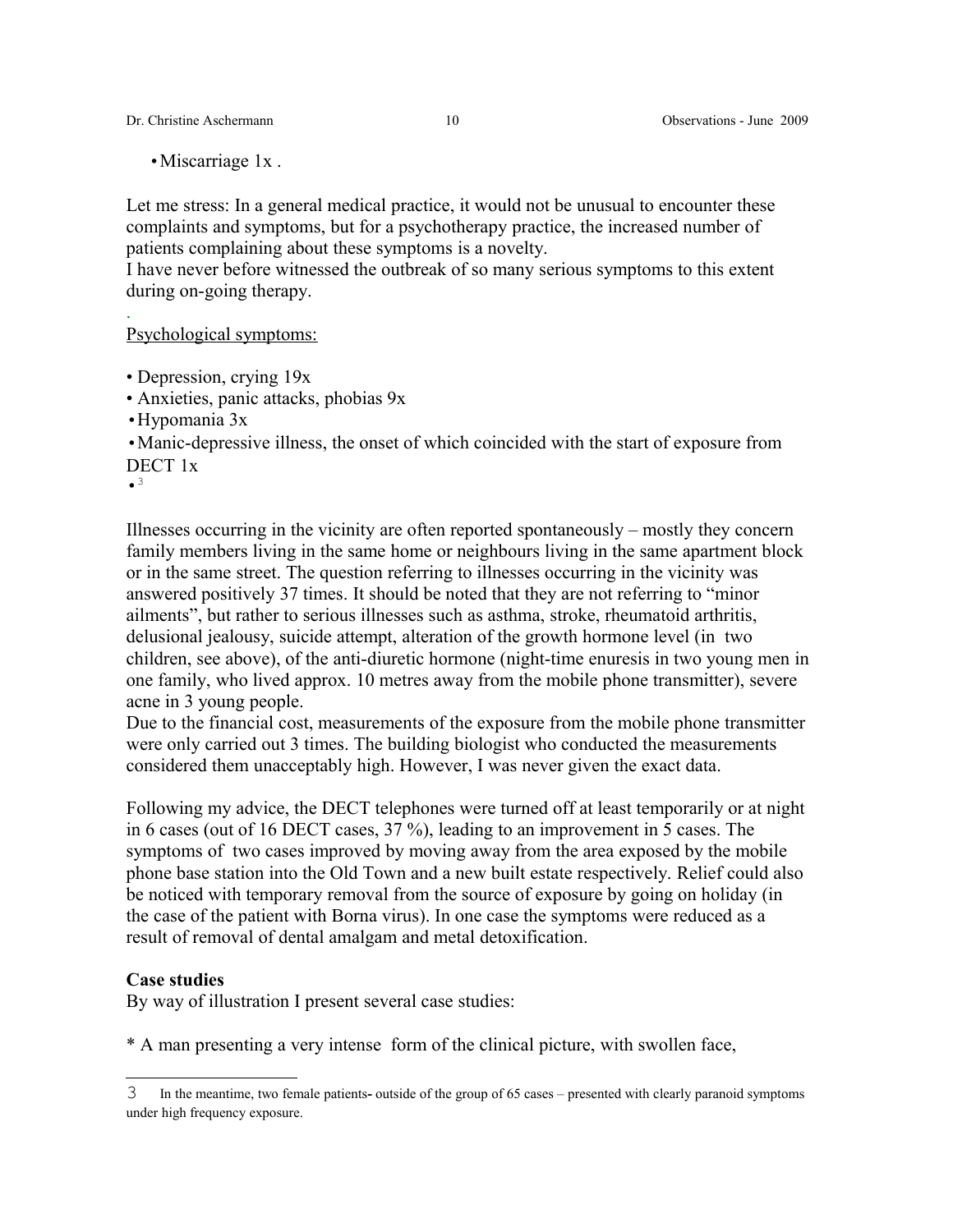- Miscarriage 1x .

Let me stress: In a general medical practice, it would not be unusual to encounter these complaints and symptoms, but for a psychotherapy practice, the increased number of patients complaining about these symptoms is a novelty.
I have never before witnessed the outbreak of so many serious symptoms to this extent during on-going therapy.

Psychological symptoms:

- Depression, crying 19x
- Anxieties, panic attacks, phobias 9x
- Hypomania 3x
- Manic-depressive illness, the onset of which coincided with the start of exposure from DECT 1x
- [3]

Illnesses occurring in the vicinity are often reported spontaneously – mostly they concern family members living in the same home or neighbours living in the same apartment block or in the same street. The question referring to illnesses occurring in the vicinity was answered positively 37 times. It should be noted that they are not referring to "minor ailments", but rather to serious illnesses such as asthma, stroke, rheumatoid arthritis, delusional jealousy, suicide attempt, alteration of the growth hormone level (in two children, see above), of the anti-diuretic hormone (night-time enuresis in two young men in one family, who lived approx. 10 metres away from the mobile phone transmitter), severe acne in 3 young people.
Due to the financial cost, measurements of the exposure from the mobile phone transmitter were only carried out 3 times. The building biologist who conducted the measurements considered them unacceptably high. However, I was never given the exact data.

Following my advice, the DECT telephones were turned off at least temporarily or at night in 6 cases (out of 16 DECT cases, 37 %), leading to an improvement in 5 cases. The symptoms of two cases improved by moving away from the area exposed by the mobile phone base station into the Old Town and a new built estate respectively. Relief could also be noticed with temporary removal from the source of exposure by going on holiday (in the case of the patient with Borna virus). In one case the symptoms were reduced as a result of removal of dental amalgam and metal detoxification.

**Case studies**
By way of illustration I present several case studies:

* A man presenting a very intense form of the clinical picture, with swollen face,

[3] In the meantime, two female patients- outside of the group of 65 cases – presented with clearly paranoid symptoms under high frequency exposure.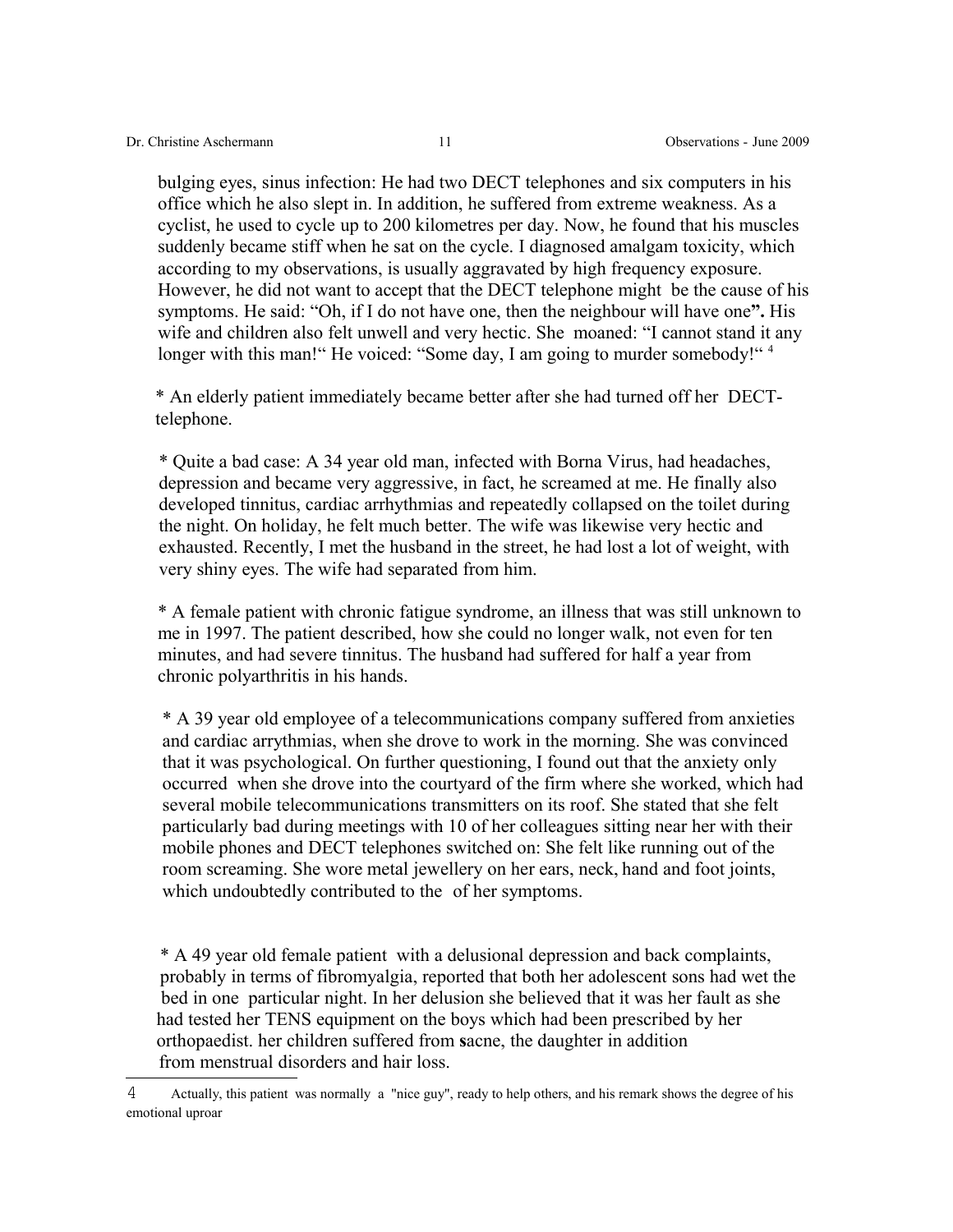bulging eyes, sinus infection: He had two DECT telephones and six computers in his office which he also slept in. In addition, he suffered from extreme weakness. As a cyclist, he used to cycle up to 200 kilometres per day. Now, he found that his muscles suddenly became stiff when he sat on the cycle. I diagnosed amalgam toxicity, which according to my observations, is usually aggravated by high frequency exposure. However, he did not want to accept that the DECT telephone might be the cause of his symptoms. He said: "Oh, if I do not have one, then the neighbour will have one**".** His wife and children also felt unwell and very hectic. She moaned: "I cannot stand it any longer with this man!" He voiced: "Some day, I am going to murder somebody!" [4]

* An elderly patient immediately became better after she had turned off her DECT-telephone.

* Quite a bad case: A 34 year old man, infected with Borna Virus, had headaches, depression and became very aggressive, in fact, he screamed at me. He finally also developed tinnitus, cardiac arrhythmias and repeatedly collapsed on the toilet during the night. On holiday, he felt much better. The wife was likewise very hectic and exhausted. Recently, I met the husband in the street, he had lost a lot of weight, with very shiny eyes. The wife had separated from him.

* A female patient with chronic fatigue syndrome, an illness that was still unknown to me in 1997. The patient described, how she could no longer walk, not even for ten minutes, and had severe tinnitus. The husband had suffered for half a year from chronic polyarthritis in his hands.

* A 39 year old employee of a telecommunications company suffered from anxieties and cardiac arrythmias, when she drove to work in the morning. She was convinced that it was psychological. On further questioning, I found out that the anxiety only occurred when she drove into the courtyard of the firm where she worked, which had several mobile telecommunications transmitters on its roof. She stated that she felt particularly bad during meetings with 10 of her colleagues sitting near her with their mobile phones and DECT telephones switched on: She felt like running out of the room screaming. She wore metal jewellery on her ears, neck, hand and foot joints, which undoubtedly contributed to the of her symptoms.

* A 49 year old female patient with a delusional depression and back complaints, probably in terms of fibromyalgia, reported that both her adolescent sons had wet the bed in one particular night. In her delusion she believed that it was her fault as she had tested her TENS equipment on the boys which had been prescribed by her orthopaedist. her children suffered from **s**acne, the daughter in addition from menstrual disorders and hair loss.

---

4 Actually, this patient was normally a "nice guy", ready to help others, and his remark shows the degree of his emotional uproar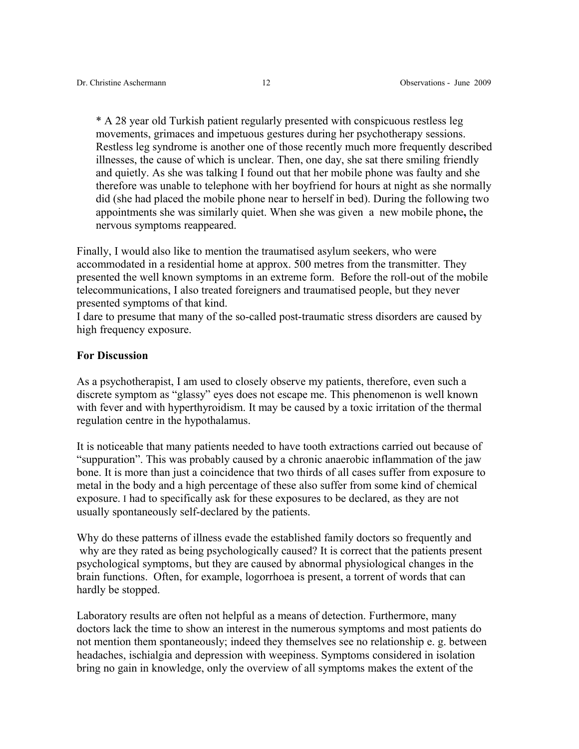* A 28 year old Turkish patient regularly presented with conspicuous restless leg movements, grimaces and impetuous gestures during her psychotherapy sessions. Restless leg syndrome is another one of those recently much more frequently described illnesses, the cause of which is unclear. Then, one day, she sat there smiling friendly and quietly. As she was talking I found out that her mobile phone was faulty and she therefore was unable to telephone with her boyfriend for hours at night as she normally did (she had placed the mobile phone near to herself in bed). During the following two appointments she was similarly quiet. When she was given a new mobile phone**,** the nervous symptoms reappeared.

Finally, I would also like to mention the traumatised asylum seekers, who were accommodated in a residential home at approx. 500 metres from the transmitter. They presented the well known symptoms in an extreme form. Before the roll-out of the mobile telecommunications, I also treated foreigners and traumatised people, but they never presented symptoms of that kind.
I dare to presume that many of the so-called post-traumatic stress disorders are caused by high frequency exposure.

**For Discussion**

As a psychotherapist, I am used to closely observe my patients, therefore, even such a discrete symptom as "glassy" eyes does not escape me. This phenomenon is well known with fever and with hyperthyroidism. It may be caused by a toxic irritation of the thermal regulation centre in the hypothalamus.

It is noticeable that many patients needed to have tooth extractions carried out because of "suppuration". This was probably caused by a chronic anaerobic inflammation of the jaw bone. It is more than just a coincidence that two thirds of all cases suffer from exposure to metal in the body and a high percentage of these also suffer from some kind of chemical exposure. I had to specifically ask for these exposures to be declared, as they are not usually spontaneously self-declared by the patients.

Why do these patterns of illness evade the established family doctors so frequently and why are they rated as being psychologically caused? It is correct that the patients present psychological symptoms, but they are caused by abnormal physiological changes in the brain functions. Often, for example, logorrhoea is present, a torrent of words that can hardly be stopped.

Laboratory results are often not helpful as a means of detection. Furthermore, many doctors lack the time to show an interest in the numerous symptoms and most patients do not mention them spontaneously; indeed they themselves see no relationship e. g. between headaches, ischialgia and depression with weepiness. Symptoms considered in isolation bring no gain in knowledge, only the overview of all symptoms makes the extent of the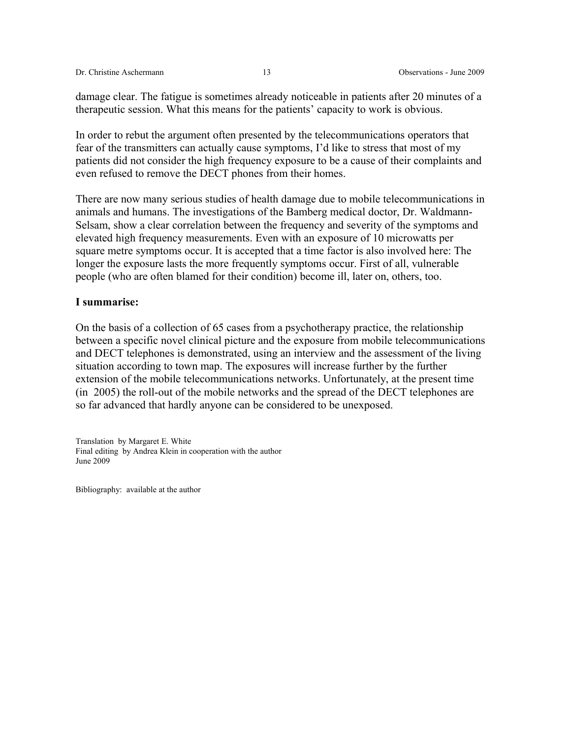damage clear. The fatigue is sometimes already noticeable in patients after 20 minutes of a therapeutic session. What this means for the patients' capacity to work is obvious.

In order to rebut the argument often presented by the telecommunications operators that fear of the transmitters can actually cause symptoms, I'd like to stress that most of my patients did not consider the high frequency exposure to be a cause of their complaints and even refused to remove the DECT phones from their homes.

There are now many serious studies of health damage due to mobile telecommunications in animals and humans. The investigations of the Bamberg medical doctor, Dr. Waldmann-Selsam, show a clear correlation between the frequency and severity of the symptoms and elevated high frequency measurements. Even with an exposure of 10 microwatts per square metre symptoms occur. It is accepted that a time factor is also involved here: The longer the exposure lasts the more frequently symptoms occur. First of all, vulnerable people (who are often blamed for their condition) become ill, later on, others, too.

**I summarise:**

On the basis of a collection of 65 cases from a psychotherapy practice, the relationship between a specific novel clinical picture and the exposure from mobile telecommunications and DECT telephones is demonstrated, using an interview and the assessment of the living situation according to town map. The exposures will increase further by the further extension of the mobile telecommunications networks. Unfortunately, at the present time (in 2005) the roll-out of the mobile networks and the spread of the DECT telephones are so far advanced that hardly anyone can be considered to be unexposed.

Translation by Margaret E. White
Final editing by Andrea Klein in cooperation with the author
June 2009

Bibliography: available at the author